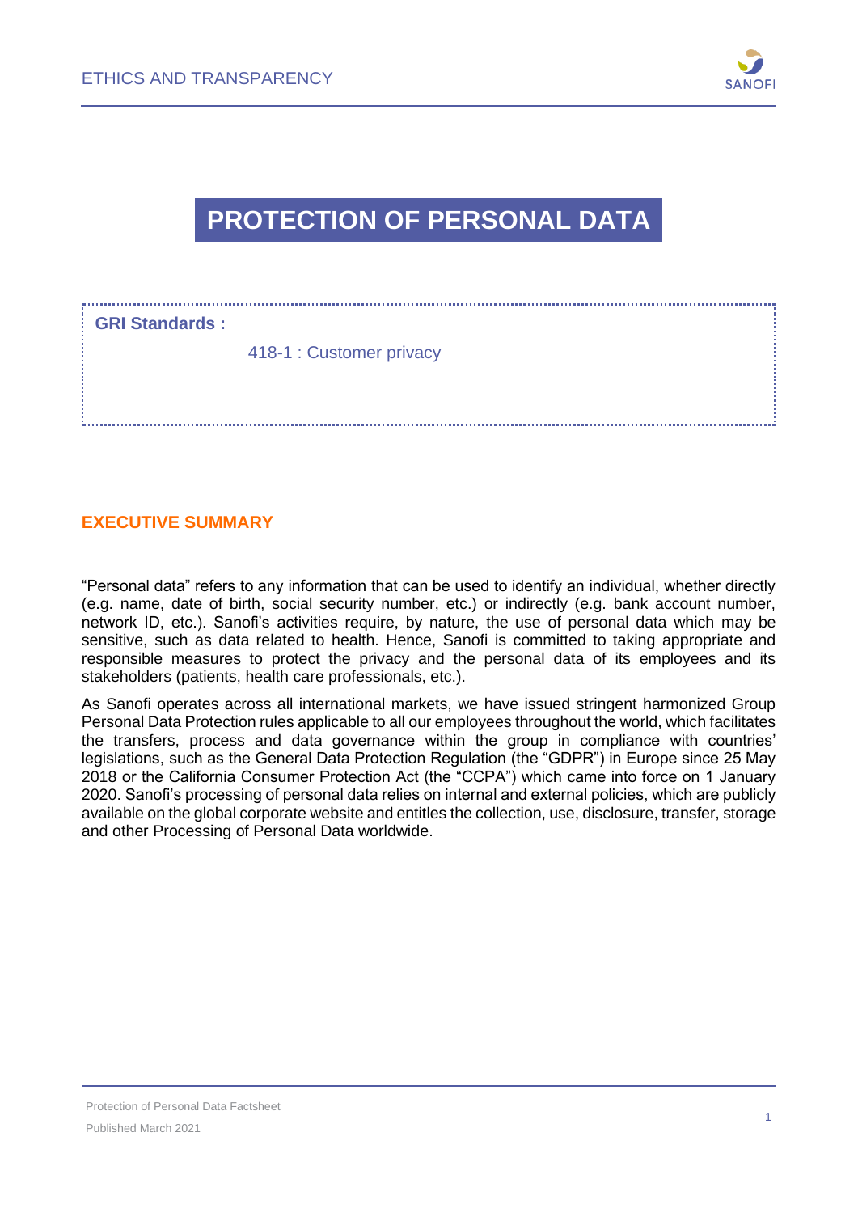# PROTECTION OF PERSONAL DATA

**GRI Standards :**

418-1 : Customer privacy

## EXECUTIVE SUMMARY

"Personal data" refers to any information that can be used to identify an individual, whether directly (e.g. name, date of birth, social security number, etc.) or indirectly (e.g. bank account number, network ID, etc.). Sanofi's activities require, by nature, the use of personal data which may be sensitive, such as data related to health. Hence, Sanofi is committed to taking appropriate and responsible measures to protect the privacy and the personal data of its employees and its stakeholders (patients, health care professionals, etc.).

As Sanofi operates across all international markets, we have issued stringent harmonized Group Personal Data Protection rules applicable to all our employees throughout the world, which facilitates the transfers, process and data governance within the group in compliance with countries' legislations, such as the General Data Protection Regulation (the "GDPR") in Europe since 25 May 2018 or the California Consumer Protection Act (the "CCPA") which came into force on 1 January 2020. Sanofi's processing of personal data relies on internal and external policies, which are publicly available on the global corporate website and entitles the collection, use, disclosure, transfer, storage and other Processing of Personal Data worldwide.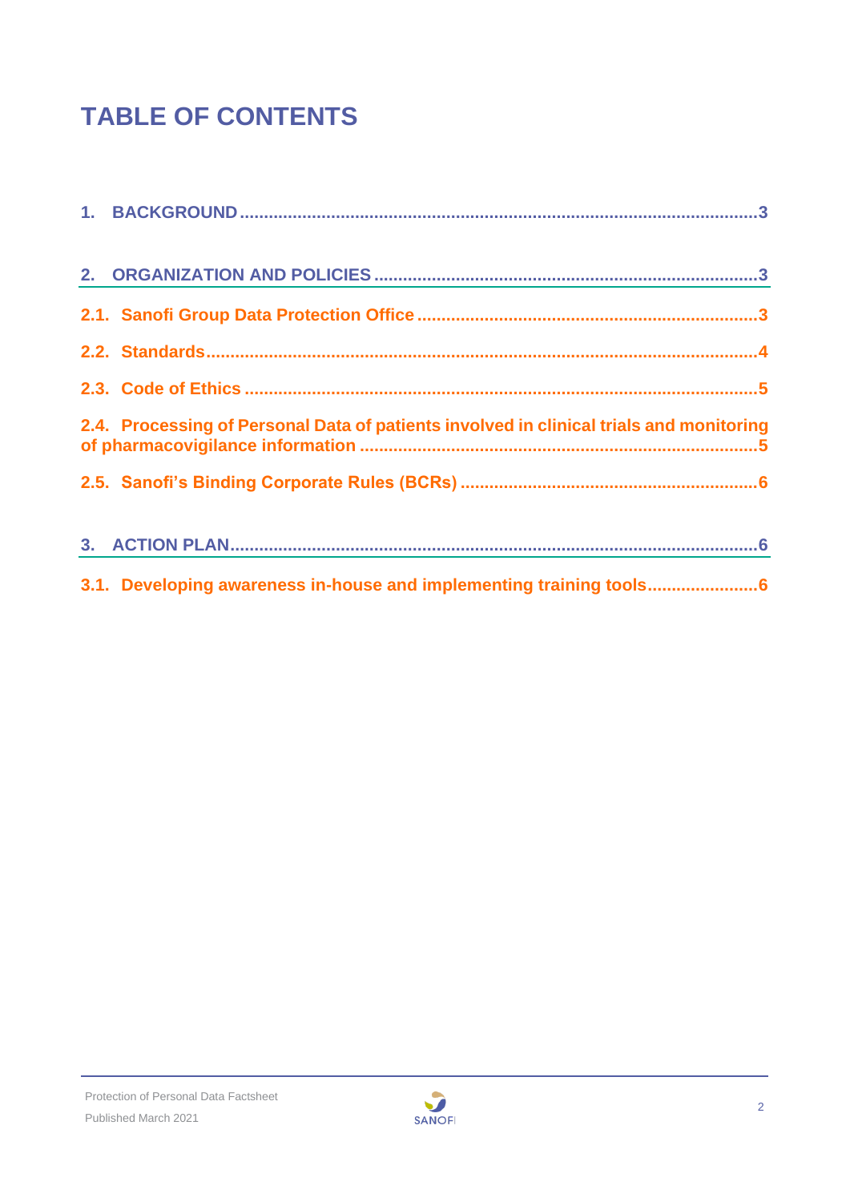# TABLE OF CONTENTS

1. BACKGROUND ........................................................................................................3

2. ORGANIZATION AND POLICIES ..........................................................................3

2.1. Sanofi Group Data Protection Office ......................................................................3

2.2. Standards....................................................................................................................4

2.3. Code of Ethics ............................................................................................................5

2.4. Processing of Personal Data of patients involved in clinical trials and monitoring of pharmacovigilance information ..........................................................................5

2.5. Sanofi's Binding Corporate Rules (BCRs) ..............................................................6

3. ACTION PLAN..........................................................................................................6

3.1. Developing awareness in-house and implementing training tools.......................6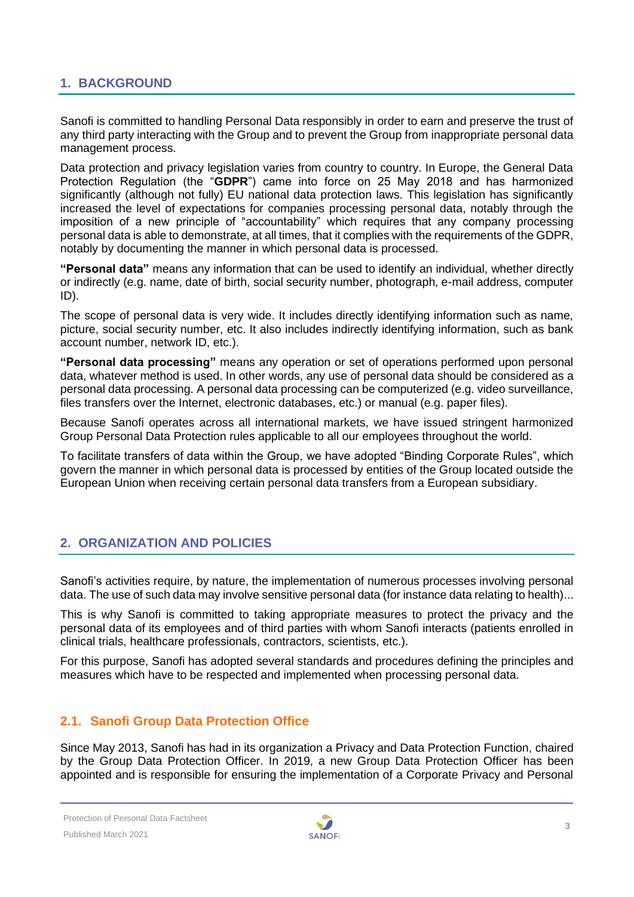## 1. BACKGROUND

Sanofi is committed to handling Personal Data responsibly in order to earn and preserve the trust of any third party interacting with the Group and to prevent the Group from inappropriate personal data management process.

Data protection and privacy legislation varies from country to country. In Europe, the General Data Protection Regulation (the "**GDPR**") came into force on 25 May 2018 and has harmonized significantly (although not fully) EU national data protection laws. This legislation has significantly increased the level of expectations for companies processing personal data, notably through the imposition of a new principle of "accountability" which requires that any company processing personal data is able to demonstrate, at all times, that it complies with the requirements of the GDPR, notably by documenting the manner in which personal data is processed.

**"Personal data"** means any information that can be used to identify an individual, whether directly or indirectly (e.g. name, date of birth, social security number, photograph, e-mail address, computer ID).

The scope of personal data is very wide. It includes directly identifying information such as name, picture, social security number, etc. It also includes indirectly identifying information, such as bank account number, network ID, etc.).

**"Personal data processing"** means any operation or set of operations performed upon personal data, whatever method is used. In other words, any use of personal data should be considered as a personal data processing. A personal data processing can be computerized (e.g. video surveillance, files transfers over the Internet, electronic databases, etc.) or manual (e.g. paper files).

Because Sanofi operates across all international markets, we have issued stringent harmonized Group Personal Data Protection rules applicable to all our employees throughout the world.

To facilitate transfers of data within the Group, we have adopted "Binding Corporate Rules", which govern the manner in which personal data is processed by entities of the Group located outside the European Union when receiving certain personal data transfers from a European subsidiary.

## 2. ORGANIZATION AND POLICIES

Sanofi's activities require, by nature, the implementation of numerous processes involving personal data. The use of such data may involve sensitive personal data (for instance data relating to health)...

This is why Sanofi is committed to taking appropriate measures to protect the privacy and the personal data of its employees and of third parties with whom Sanofi interacts (patients enrolled in clinical trials, healthcare professionals, contractors, scientists, etc.).

For this purpose, Sanofi has adopted several standards and procedures defining the principles and measures which have to be respected and implemented when processing personal data.

### 2.1. Sanofi Group Data Protection Office

Since May 2013, Sanofi has had in its organization a Privacy and Data Protection Function, chaired by the Group Data Protection Officer. In 2019, a new Group Data Protection Officer has been appointed and is responsible for ensuring the implementation of a Corporate Privacy and Personal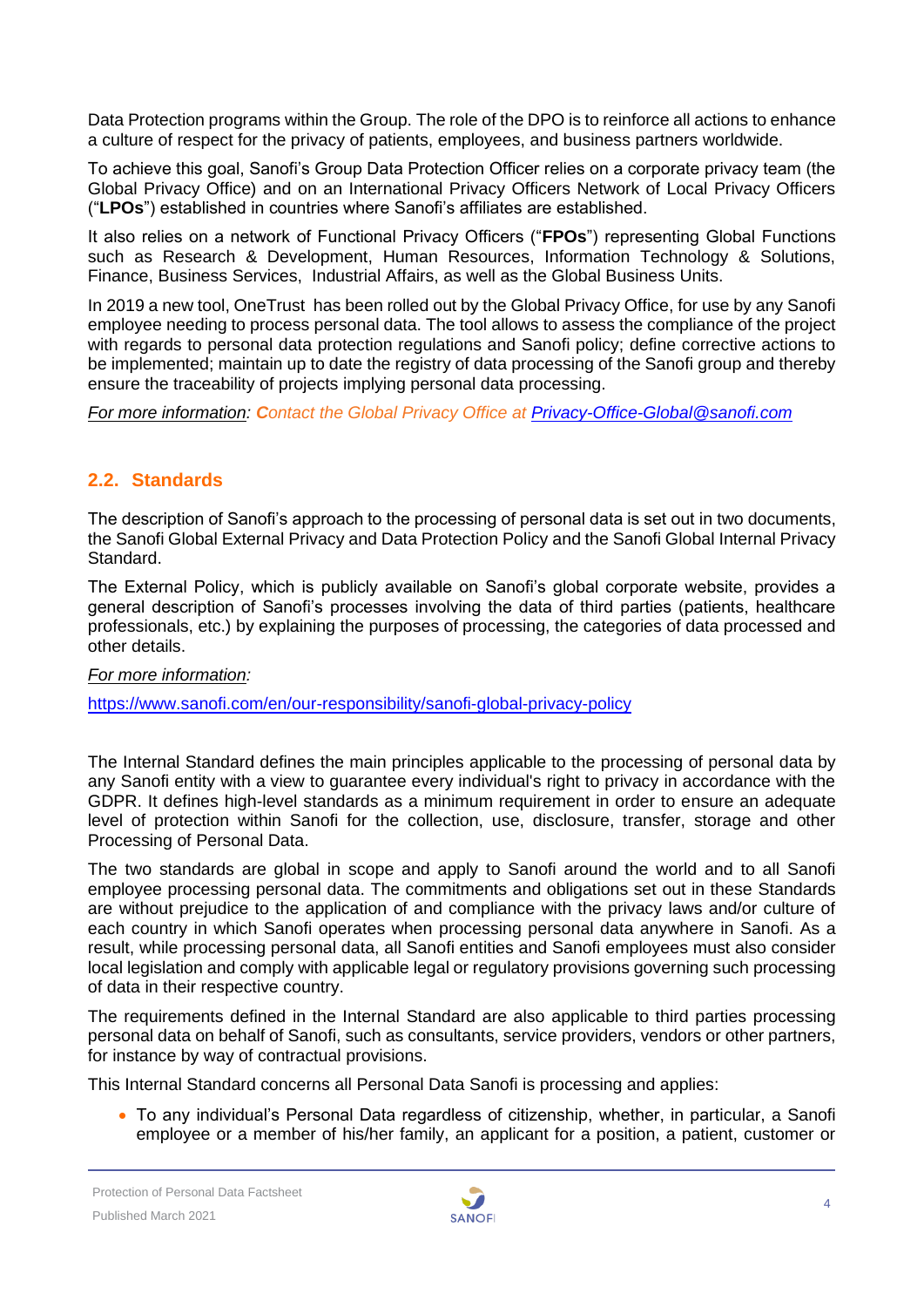Data Protection programs within the Group. The role of the DPO is to reinforce all actions to enhance a culture of respect for the privacy of patients, employees, and business partners worldwide.

To achieve this goal, Sanofi's Group Data Protection Officer relies on a corporate privacy team (the Global Privacy Office) and on an International Privacy Officers Network of Local Privacy Officers ("**LPOs**") established in countries where Sanofi's affiliates are established.

It also relies on a network of Functional Privacy Officers ("**FPOs**") representing Global Functions such as Research & Development, Human Resources, Information Technology & Solutions, Finance, Business Services, Industrial Affairs, as well as the Global Business Units.

In 2019 a new tool, OneTrust has been rolled out by the Global Privacy Office, for use by any Sanofi employee needing to process personal data. The tool allows to assess the compliance of the project with regards to personal data protection regulations and Sanofi policy; define corrective actions to be implemented; maintain up to date the registry of data processing of the Sanofi group and thereby ensure the traceability of projects implying personal data processing.

*For more information: Contact the Global Privacy Office at Privacy-Office-Global@sanofi.com*

## 2.2. Standards

The description of Sanofi's approach to the processing of personal data is set out in two documents, the Sanofi Global External Privacy and Data Protection Policy and the Sanofi Global Internal Privacy Standard.

The External Policy, which is publicly available on Sanofi's global corporate website, provides a general description of Sanofi's processes involving the data of third parties (patients, healthcare professionals, etc.) by explaining the purposes of processing, the categories of data processed and other details.

*For more information:*

https://www.sanofi.com/en/our-responsibility/sanofi-global-privacy-policy

The Internal Standard defines the main principles applicable to the processing of personal data by any Sanofi entity with a view to guarantee every individual's right to privacy in accordance with the GDPR. It defines high-level standards as a minimum requirement in order to ensure an adequate level of protection within Sanofi for the collection, use, disclosure, transfer, storage and other Processing of Personal Data.

The two standards are global in scope and apply to Sanofi around the world and to all Sanofi employee processing personal data. The commitments and obligations set out in these Standards are without prejudice to the application of and compliance with the privacy laws and/or culture of each country in which Sanofi operates when processing personal data anywhere in Sanofi. As a result, while processing personal data, all Sanofi entities and Sanofi employees must also consider local legislation and comply with applicable legal or regulatory provisions governing such processing of data in their respective country.

The requirements defined in the Internal Standard are also applicable to third parties processing personal data on behalf of Sanofi, such as consultants, service providers, vendors or other partners, for instance by way of contractual provisions.

This Internal Standard concerns all Personal Data Sanofi is processing and applies:

- To any individual's Personal Data regardless of citizenship, whether, in particular, a Sanofi employee or a member of his/her family, an applicant for a position, a patient, customer or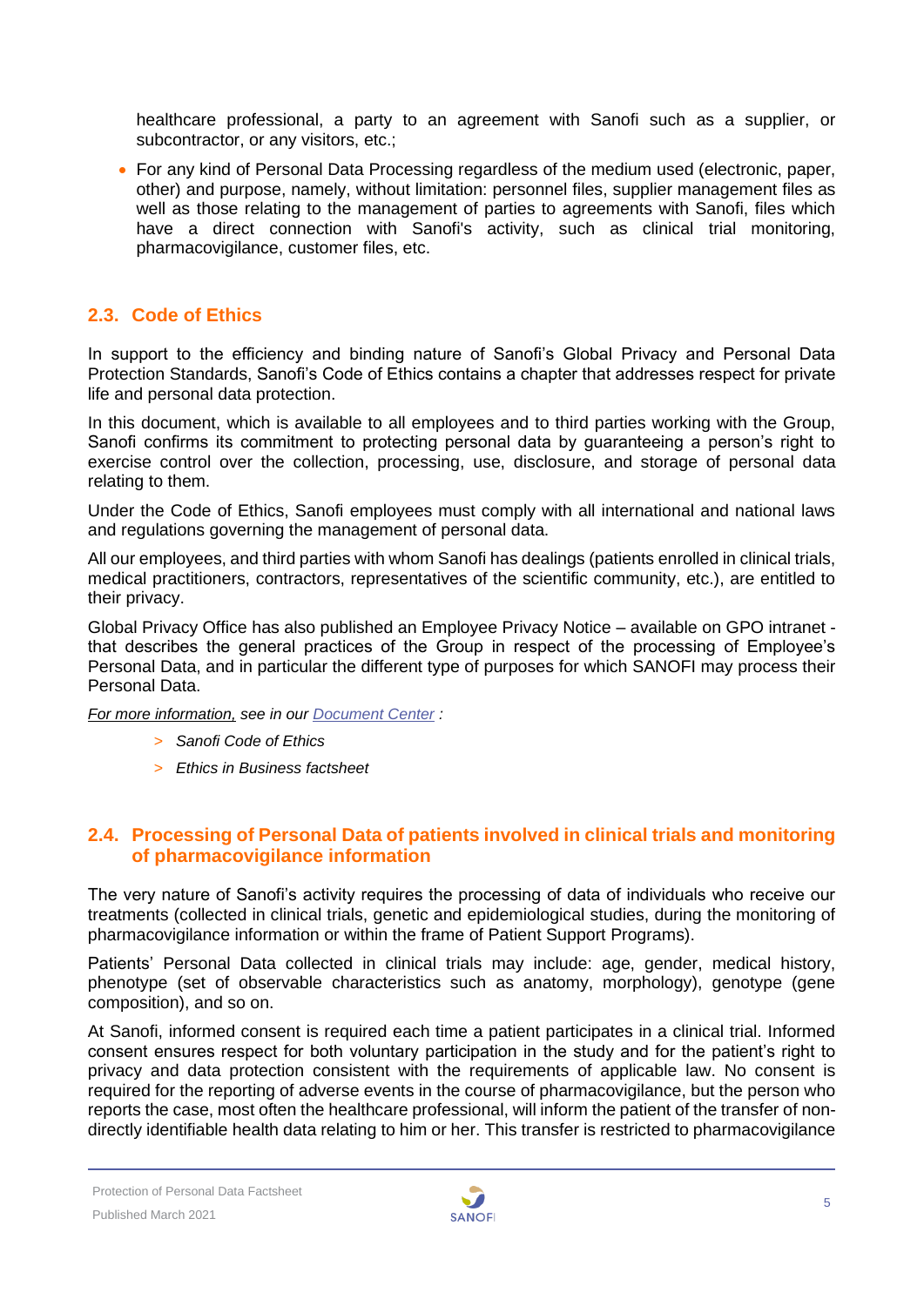healthcare professional, a party to an agreement with Sanofi such as a supplier, or subcontractor, or any visitors, etc.;

- For any kind of Personal Data Processing regardless of the medium used (electronic, paper, other) and purpose, namely, without limitation: personnel files, supplier management files as well as those relating to the management of parties to agreements with Sanofi, files which have a direct connection with Sanofi's activity, such as clinical trial monitoring, pharmacovigilance, customer files, etc.

## 2.3. Code of Ethics

In support to the efficiency and binding nature of Sanofi's Global Privacy and Personal Data Protection Standards, Sanofi's Code of Ethics contains a chapter that addresses respect for private life and personal data protection.

In this document, which is available to all employees and to third parties working with the Group, Sanofi confirms its commitment to protecting personal data by guaranteeing a person's right to exercise control over the collection, processing, use, disclosure, and storage of personal data relating to them.

Under the Code of Ethics, Sanofi employees must comply with all international and national laws and regulations governing the management of personal data.

All our employees, and third parties with whom Sanofi has dealings (patients enrolled in clinical trials, medical practitioners, contractors, representatives of the scientific community, etc.), are entitled to their privacy.

Global Privacy Office has also published an Employee Privacy Notice – available on GPO intranet - that describes the general practices of the Group in respect of the processing of Employee's Personal Data, and in particular the different type of purposes for which SANOFI may process their Personal Data.

*For more information, see in our Document Center :*

> *Sanofi Code of Ethics*
> *Ethics in Business factsheet*

## 2.4. Processing of Personal Data of patients involved in clinical trials and monitoring of pharmacovigilance information

The very nature of Sanofi's activity requires the processing of data of individuals who receive our treatments (collected in clinical trials, genetic and epidemiological studies, during the monitoring of pharmacovigilance information or within the frame of Patient Support Programs).

Patients' Personal Data collected in clinical trials may include: age, gender, medical history, phenotype (set of observable characteristics such as anatomy, morphology), genotype (gene composition), and so on.

At Sanofi, informed consent is required each time a patient participates in a clinical trial. Informed consent ensures respect for both voluntary participation in the study and for the patient's right to privacy and data protection consistent with the requirements of applicable law. No consent is required for the reporting of adverse events in the course of pharmacovigilance, but the person who reports the case, most often the healthcare professional, will inform the patient of the transfer of non-directly identifiable health data relating to him or her. This transfer is restricted to pharmacovigilance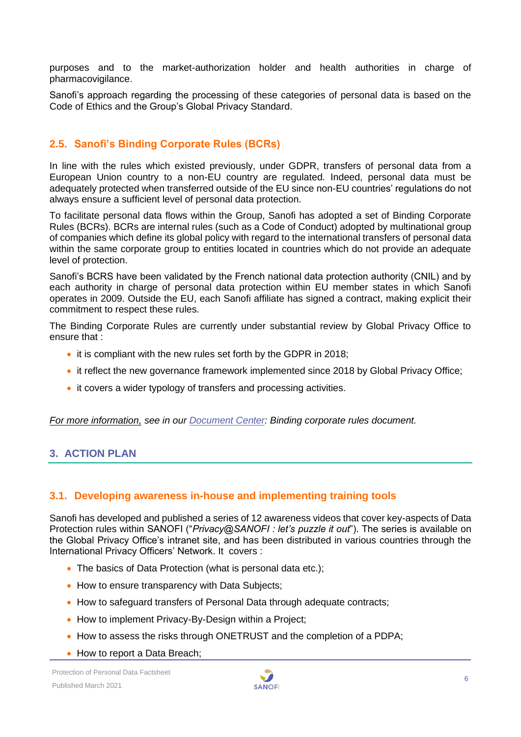purposes and to the market-authorization holder and health authorities in charge of pharmacovigilance.

Sanofi's approach regarding the processing of these categories of personal data is based on the Code of Ethics and the Group's Global Privacy Standard.

### 2.5. Sanofi's Binding Corporate Rules (BCRs)

In line with the rules which existed previously, under GDPR, transfers of personal data from a European Union country to a non-EU country are regulated. Indeed, personal data must be adequately protected when transferred outside of the EU since non-EU countries' regulations do not always ensure a sufficient level of personal data protection.

To facilitate personal data flows within the Group, Sanofi has adopted a set of Binding Corporate Rules (BCRs). BCRs are internal rules (such as a Code of Conduct) adopted by multinational group of companies which define its global policy with regard to the international transfers of personal data within the same corporate group to entities located in countries which do not provide an adequate level of protection.

Sanofi's BCRS have been validated by the French national data protection authority (CNIL) and by each authority in charge of personal data protection within EU member states in which Sanofi operates in 2009. Outside the EU, each Sanofi affiliate has signed a contract, making explicit their commitment to respect these rules.

The Binding Corporate Rules are currently under substantial review by Global Privacy Office to ensure that :

- it is compliant with the new rules set forth by the GDPR in 2018;
- it reflect the new governance framework implemented since 2018 by Global Privacy Office;
- it covers a wider typology of transfers and processing activities.

*For more information, see in our Document Center: Binding corporate rules document.*

## 3. ACTION PLAN

### 3.1. Developing awareness in-house and implementing training tools

Sanofi has developed and published a series of 12 awareness videos that cover key-aspects of Data Protection rules within SANOFI ("*Privacy@SANOFI : let's puzzle it out*"). The series is available on the Global Privacy Office's intranet site, and has been distributed in various countries through the International Privacy Officers' Network. It covers :

- The basics of Data Protection (what is personal data etc.);
- How to ensure transparency with Data Subjects;
- How to safeguard transfers of Personal Data through adequate contracts;
- How to implement Privacy-By-Design within a Project;
- How to assess the risks through ONETRUST and the completion of a PDPA;
- How to report a Data Breach;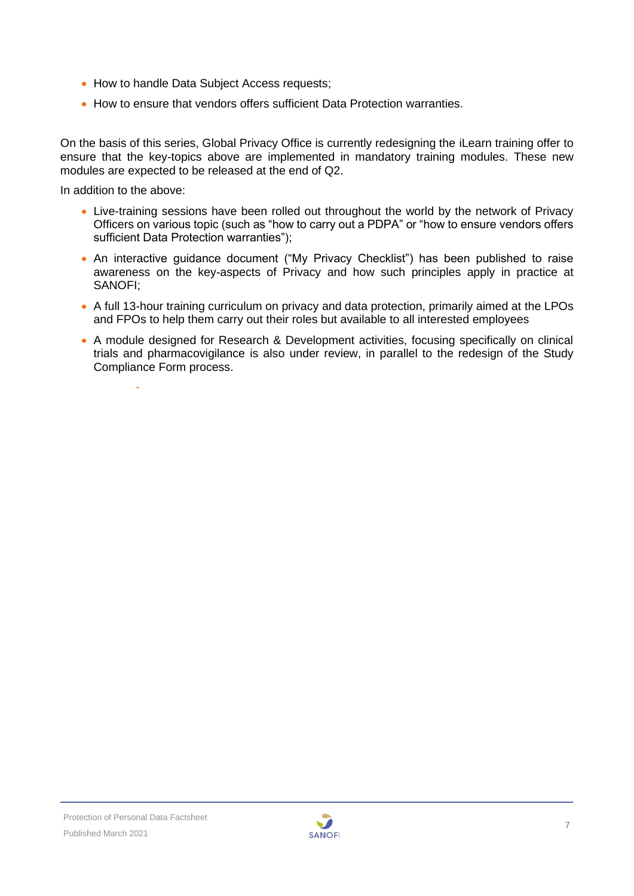- How to handle Data Subject Access requests;
- How to ensure that vendors offers sufficient Data Protection warranties.

On the basis of this series, Global Privacy Office is currently redesigning the iLearn training offer to ensure that the key-topics above are implemented in mandatory training modules. These new modules are expected to be released at the end of Q2.

In addition to the above:

- Live-training sessions have been rolled out throughout the world by the network of Privacy Officers on various topic (such as "how to carry out a PDPA" or "how to ensure vendors offers sufficient Data Protection warranties");
- An interactive guidance document ("My Privacy Checklist") has been published to raise awareness on the key-aspects of Privacy and how such principles apply in practice at SANOFI;
- A full 13-hour training curriculum on privacy and data protection, primarily aimed at the LPOs and FPOs to help them carry out their roles but available to all interested employees
- A module designed for Research & Development activities, focusing specifically on clinical trials and pharmacovigilance is also under review, in parallel to the redesign of the Study Compliance Form process.